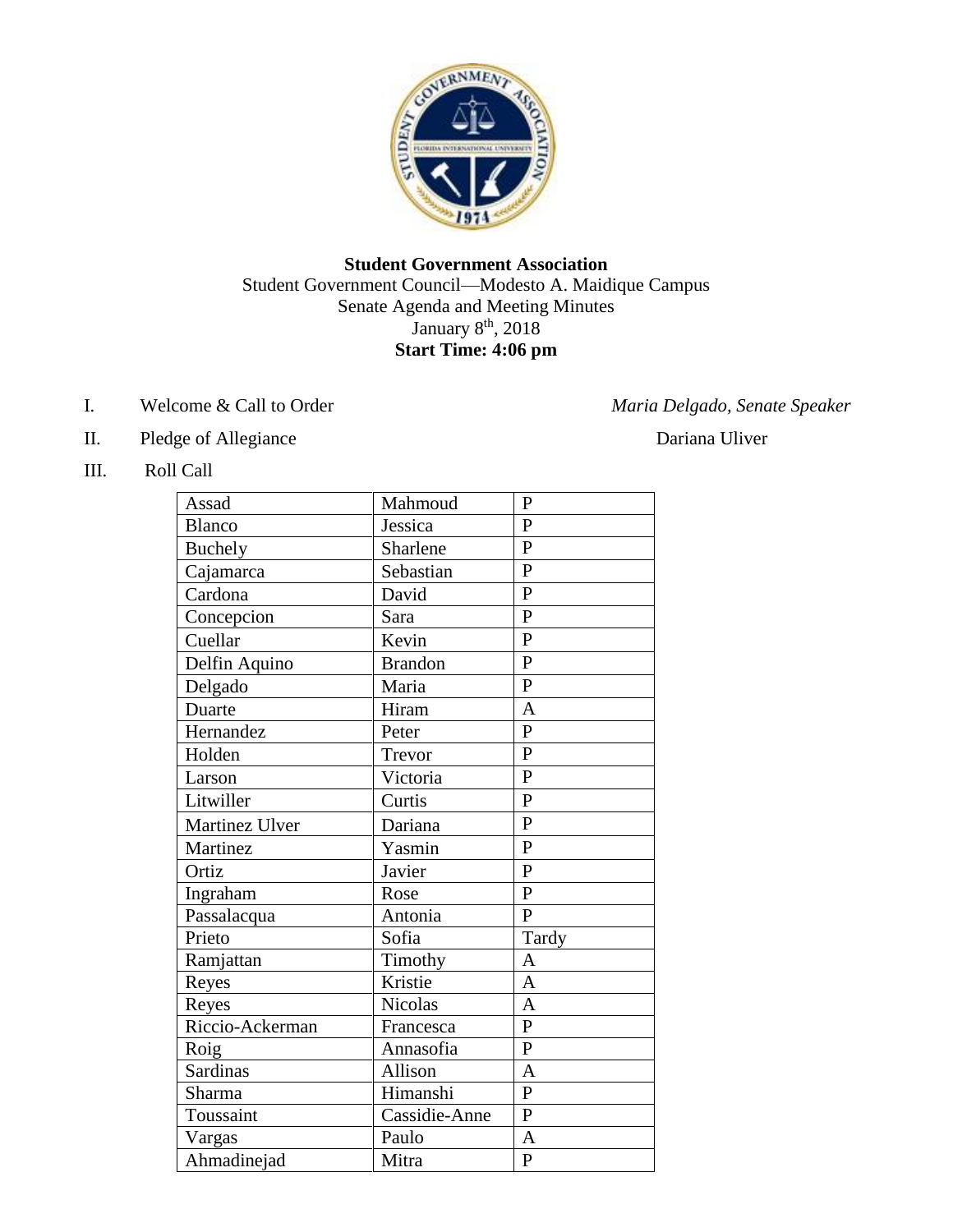**Student Government Association**

Student Government Council—Modesto A. Maidique Campus

Senate Agenda and Meeting Minutes

January 8th, 2018

**Start Time: 4:06 pm**

I. Welcome & Call to Order — *Maria Delgado, Senate Speaker*

II. Pledge of Allegiance — Dariana Uliver

III. Roll Call

| | | |
|---|---|---|
| Assad | Mahmoud | P |
| Blanco | Jessica | P |
| Buchely | Sharlene | P |
| Cajamarca | Sebastian | P |
| Cardona | David | P |
| Concepcion | Sara | P |
| Cuellar | Kevin | P |
| Delfin Aquino | Brandon | P |
| Delgado | Maria | P |
| Duarte | Hiram | A |
| Hernandez | Peter | P |
| Holden | Trevor | P |
| Larson | Victoria | P |
| Litwiller | Curtis | P |
| Martinez Ulver | Dariana | P |
| Martinez | Yasmin | P |
| Ortiz | Javier | P |
| Ingraham | Rose | P |
| Passalacqua | Antonia | P |
| Prieto | Sofia | Tardy |
| Ramjattan | Timothy | A |
| Reyes | Kristie | A |
| Reyes | Nicolas | A |
| Riccio-Ackerman | Francesca | P |
| Roig | Annasofia | P |
| Sardinas | Allison | A |
| Sharma | Himanshi | P |
| Toussaint | Cassidie-Anne | P |
| Vargas | Paulo | A |
| Ahmadinejad | Mitra | P |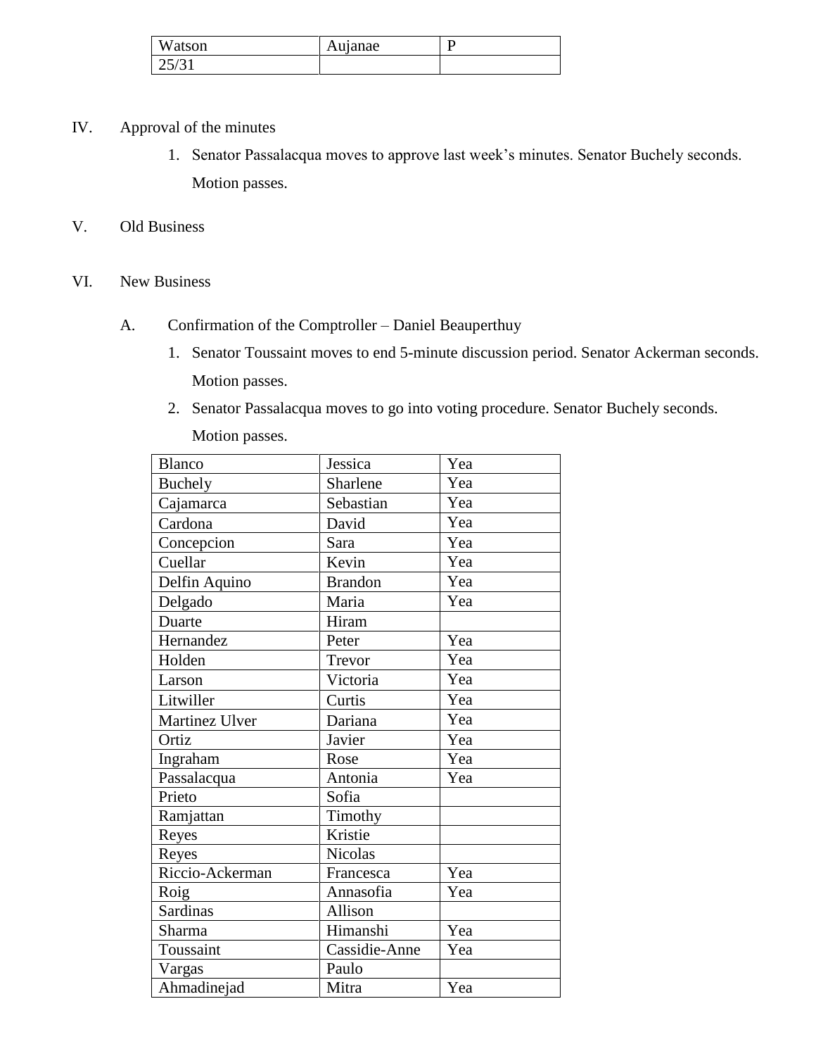| Watson | Aujanae | P |
|---|---|---|
| 25/31 | | |

IV. Approval of the minutes

1. Senator Passalacqua moves to approve last week's minutes. Senator Buchely seconds. Motion passes.

V. Old Business

VI. New Business

A. Confirmation of the Comptroller – Daniel Beauperthuy

1. Senator Toussaint moves to end 5-minute discussion period. Senator Ackerman seconds. Motion passes.
2. Senator Passalacqua moves to go into voting procedure. Senator Buchely seconds. Motion passes.

| Blanco | Jessica | Yea |
|---|---|---|
| Buchely | Sharlene | Yea |
| Cajamarca | Sebastian | Yea |
| Cardona | David | Yea |
| Concepcion | Sara | Yea |
| Cuellar | Kevin | Yea |
| Delfin Aquino | Brandon | Yea |
| Delgado | Maria | Yea |
| Duarte | Hiram | |
| Hernandez | Peter | Yea |
| Holden | Trevor | Yea |
| Larson | Victoria | Yea |
| Litwiller | Curtis | Yea |
| Martinez Ulver | Dariana | Yea |
| Ortiz | Javier | Yea |
| Ingraham | Rose | Yea |
| Passalacqua | Antonia | Yea |
| Prieto | Sofia | |
| Ramjattan | Timothy | |
| Reyes | Kristie | |
| Reyes | Nicolas | |
| Riccio-Ackerman | Francesca | Yea |
| Roig | Annasofia | Yea |
| Sardinas | Allison | |
| Sharma | Himanshi | Yea |
| Toussaint | Cassidie-Anne | Yea |
| Vargas | Paulo | |
| Ahmadinejad | Mitra | Yea |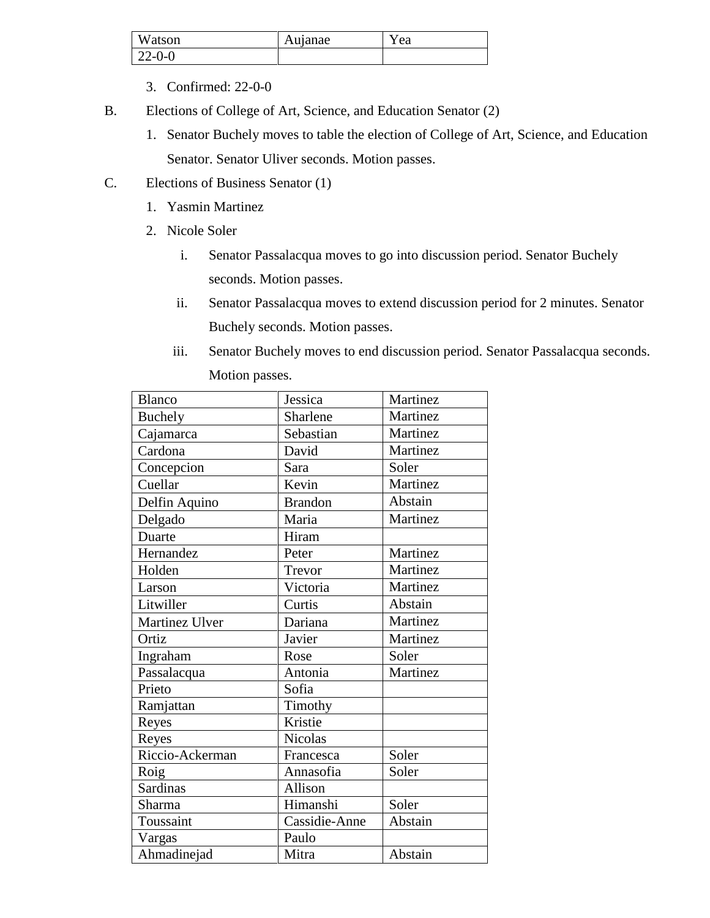| Watson | Aujanae | Yea |
|---|---|---|
| 22-0-0 | | |

3. Confirmed: 22-0-0

B. Elections of College of Art, Science, and Education Senator (2)

1. Senator Buchely moves to table the election of College of Art, Science, and Education Senator. Senator Uliver seconds. Motion passes.

C. Elections of Business Senator (1)

1. Yasmin Martinez
2. Nicole Soler
   i. Senator Passalacqua moves to go into discussion period. Senator Buchely seconds. Motion passes.
   ii. Senator Passalacqua moves to extend discussion period for 2 minutes. Senator Buchely seconds. Motion passes.
   iii. Senator Buchely moves to end discussion period. Senator Passalacqua seconds. Motion passes.

| Blanco | Jessica | Martinez |
|---|---|---|
| Buchely | Sharlene | Martinez |
| Cajamarca | Sebastian | Martinez |
| Cardona | David | Martinez |
| Concepcion | Sara | Soler |
| Cuellar | Kevin | Martinez |
| Delfin Aquino | Brandon | Abstain |
| Delgado | Maria | Martinez |
| Duarte | Hiram | |
| Hernandez | Peter | Martinez |
| Holden | Trevor | Martinez |
| Larson | Victoria | Martinez |
| Litwiller | Curtis | Abstain |
| Martinez Ulver | Dariana | Martinez |
| Ortiz | Javier | Martinez |
| Ingraham | Rose | Soler |
| Passalacqua | Antonia | Martinez |
| Prieto | Sofia | |
| Ramjattan | Timothy | |
| Reyes | Kristie | |
| Reyes | Nicolas | |
| Riccio-Ackerman | Francesca | Soler |
| Roig | Annasofia | Soler |
| Sardinas | Allison | |
| Sharma | Himanshi | Soler |
| Toussaint | Cassidie-Anne | Abstain |
| Vargas | Paulo | |
| Ahmadinejad | Mitra | Abstain |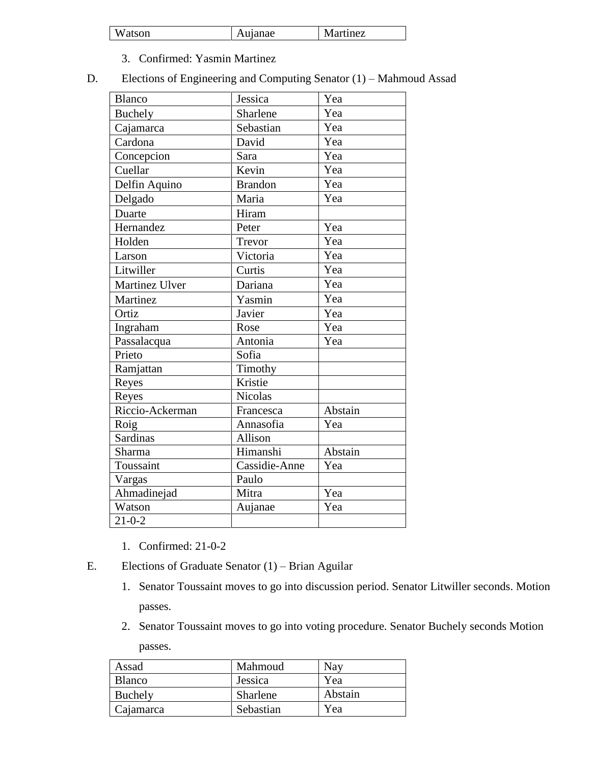| Watson | Aujanae | Martinez |
|---|---|---|

3. Confirmed: Yasmin Martinez

D. Elections of Engineering and Computing Senator (1) – Mahmoud Assad

| Blanco | Jessica | Yea |
|---|---|---|
| Buchely | Sharlene | Yea |
| Cajamarca | Sebastian | Yea |
| Cardona | David | Yea |
| Concepcion | Sara | Yea |
| Cuellar | Kevin | Yea |
| Delfin Aquino | Brandon | Yea |
| Delgado | Maria | Yea |
| Duarte | Hiram | |
| Hernandez | Peter | Yea |
| Holden | Trevor | Yea |
| Larson | Victoria | Yea |
| Litwiller | Curtis | Yea |
| Martinez Ulver | Dariana | Yea |
| Martinez | Yasmin | Yea |
| Ortiz | Javier | Yea |
| Ingraham | Rose | Yea |
| Passalacqua | Antonia | Yea |
| Prieto | Sofia | |
| Ramjattan | Timothy | |
| Reyes | Kristie | |
| Reyes | Nicolas | |
| Riccio-Ackerman | Francesca | Abstain |
| Roig | Annasofia | Yea |
| Sardinas | Allison | |
| Sharma | Himanshi | Abstain |
| Toussaint | Cassidie-Anne | Yea |
| Vargas | Paulo | |
| Ahmadinejad | Mitra | Yea |
| Watson | Aujanae | Yea |
| 21-0-2 | | |

1. Confirmed: 21-0-2

E. Elections of Graduate Senator (1) – Brian Aguilar

1. Senator Toussaint moves to go into discussion period. Senator Litwiller seconds. Motion passes.
2. Senator Toussaint moves to go into voting procedure. Senator Buchely seconds Motion passes.

| Assad | Mahmoud | Nay |
|---|---|---|
| Blanco | Jessica | Yea |
| Buchely | Sharlene | Abstain |
| Cajamarca | Sebastian | Yea |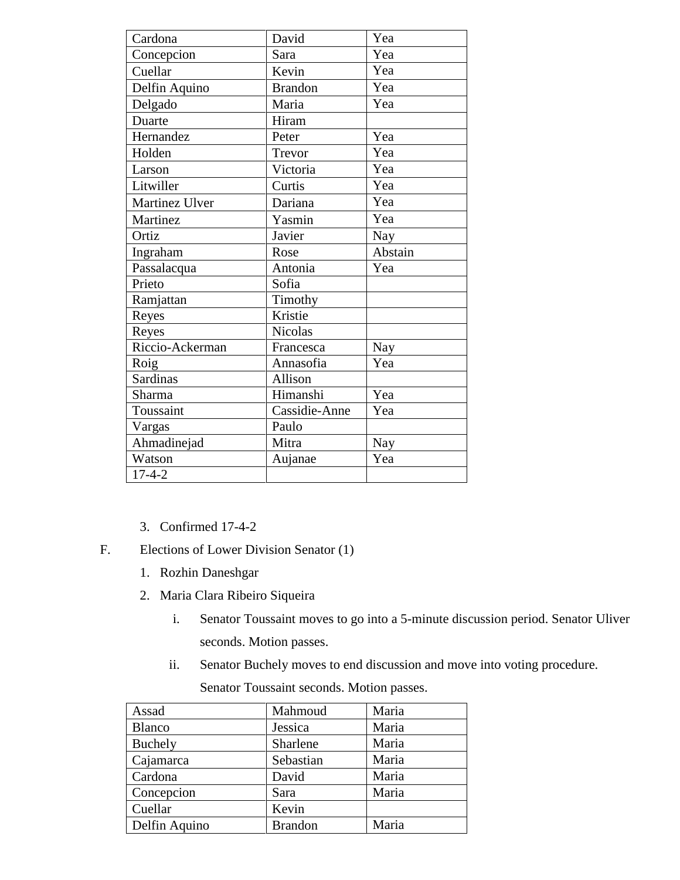| Cardona | David | Yea |
|---|---|---|
| Concepcion | Sara | Yea |
| Cuellar | Kevin | Yea |
| Delfin Aquino | Brandon | Yea |
| Delgado | Maria | Yea |
| Duarte | Hiram | |
| Hernandez | Peter | Yea |
| Holden | Trevor | Yea |
| Larson | Victoria | Yea |
| Litwiller | Curtis | Yea |
| Martinez Ulver | Dariana | Yea |
| Martinez | Yasmin | Yea |
| Ortiz | Javier | Nay |
| Ingraham | Rose | Abstain |
| Passalacqua | Antonia | Yea |
| Prieto | Sofia | |
| Ramjattan | Timothy | |
| Reyes | Kristie | |
| Reyes | Nicolas | |
| Riccio-Ackerman | Francesca | Nay |
| Roig | Annasofia | Yea |
| Sardinas | Allison | |
| Sharma | Himanshi | Yea |
| Toussaint | Cassidie-Anne | Yea |
| Vargas | Paulo | |
| Ahmadinejad | Mitra | Nay |
| Watson | Aujanae | Yea |
| 17-4-2 | | |

3. Confirmed 17-4-2

F. Elections of Lower Division Senator (1)

1. Rozhin Daneshgar
2. Maria Clara Ribeiro Siqueira
   i. Senator Toussaint moves to go into a 5-minute discussion period. Senator Uliver seconds. Motion passes.
   ii. Senator Buchely moves to end discussion and move into voting procedure. Senator Toussaint seconds. Motion passes.

| Assad | Mahmoud | Maria |
|---|---|---|
| Blanco | Jessica | Maria |
| Buchely | Sharlene | Maria |
| Cajamarca | Sebastian | Maria |
| Cardona | David | Maria |
| Concepcion | Sara | Maria |
| Cuellar | Kevin | |
| Delfin Aquino | Brandon | Maria |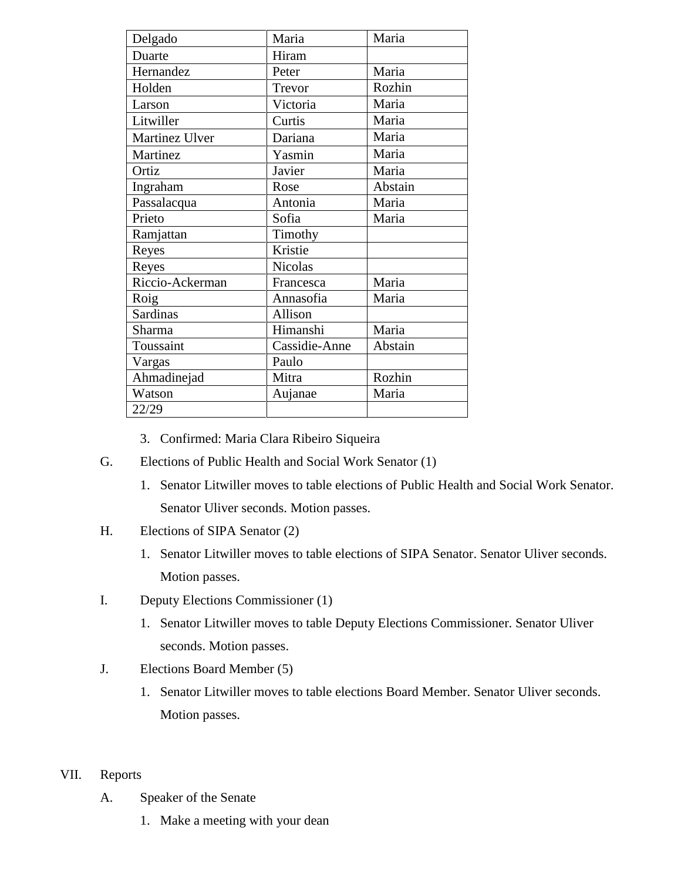| Delgado | Maria | Maria |
| --- | --- | --- |
| Duarte | Hiram | |
| Hernandez | Peter | Maria |
| Holden | Trevor | Rozhin |
| Larson | Victoria | Maria |
| Litwiller | Curtis | Maria |
| Martinez Ulver | Dariana | Maria |
| Martinez | Yasmin | Maria |
| Ortiz | Javier | Maria |
| Ingraham | Rose | Abstain |
| Passalacqua | Antonia | Maria |
| Prieto | Sofia | Maria |
| Ramjattan | Timothy | |
| Reyes | Kristie | |
| Reyes | Nicolas | |
| Riccio-Ackerman | Francesca | Maria |
| Roig | Annasofia | Maria |
| Sardinas | Allison | |
| Sharma | Himanshi | Maria |
| Toussaint | Cassidie-Anne | Abstain |
| Vargas | Paulo | |
| Ahmadinejad | Mitra | Rozhin |
| Watson | Aujanae | Maria |
| 22/29 | | |

3. Confirmed: Maria Clara Ribeiro Siqueira

G. Elections of Public Health and Social Work Senator (1)

1. Senator Litwiller moves to table elections of Public Health and Social Work Senator. Senator Uliver seconds. Motion passes.

H. Elections of SIPA Senator (2)

1. Senator Litwiller moves to table elections of SIPA Senator. Senator Uliver seconds. Motion passes.

I. Deputy Elections Commissioner (1)

1. Senator Litwiller moves to table Deputy Elections Commissioner. Senator Uliver seconds. Motion passes.

J. Elections Board Member (5)

1. Senator Litwiller moves to table elections Board Member. Senator Uliver seconds. Motion passes.

VII. Reports

A. Speaker of the Senate

1. Make a meeting with your dean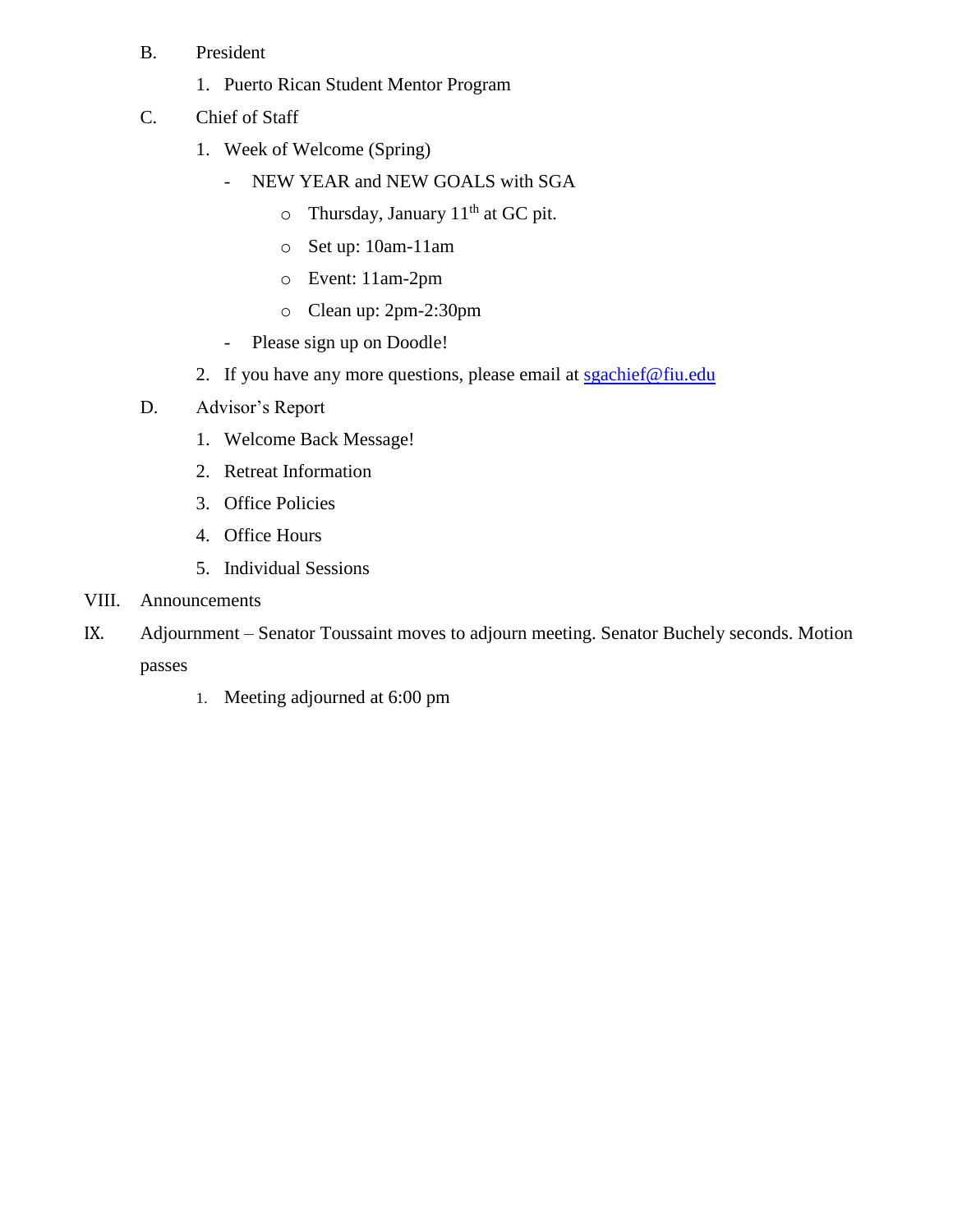B. President

1. Puerto Rican Student Mentor Program

C. Chief of Staff

1. Week of Welcome (Spring)
   - NEW YEAR and NEW GOALS with SGA
     - Thursday, January 11th at GC pit.
     - Set up: 10am-11am
     - Event: 11am-2pm
     - Clean up: 2pm-2:30pm
   - Please sign up on Doodle!
2. If you have any more questions, please email at sgachief@fiu.edu

D. Advisor's Report

1. Welcome Back Message!
2. Retreat Information
3. Office Policies
4. Office Hours
5. Individual Sessions

VIII. Announcements

IX. Adjournment – Senator Toussaint moves to adjourn meeting. Senator Buchely seconds. Motion passes

1. Meeting adjourned at 6:00 pm